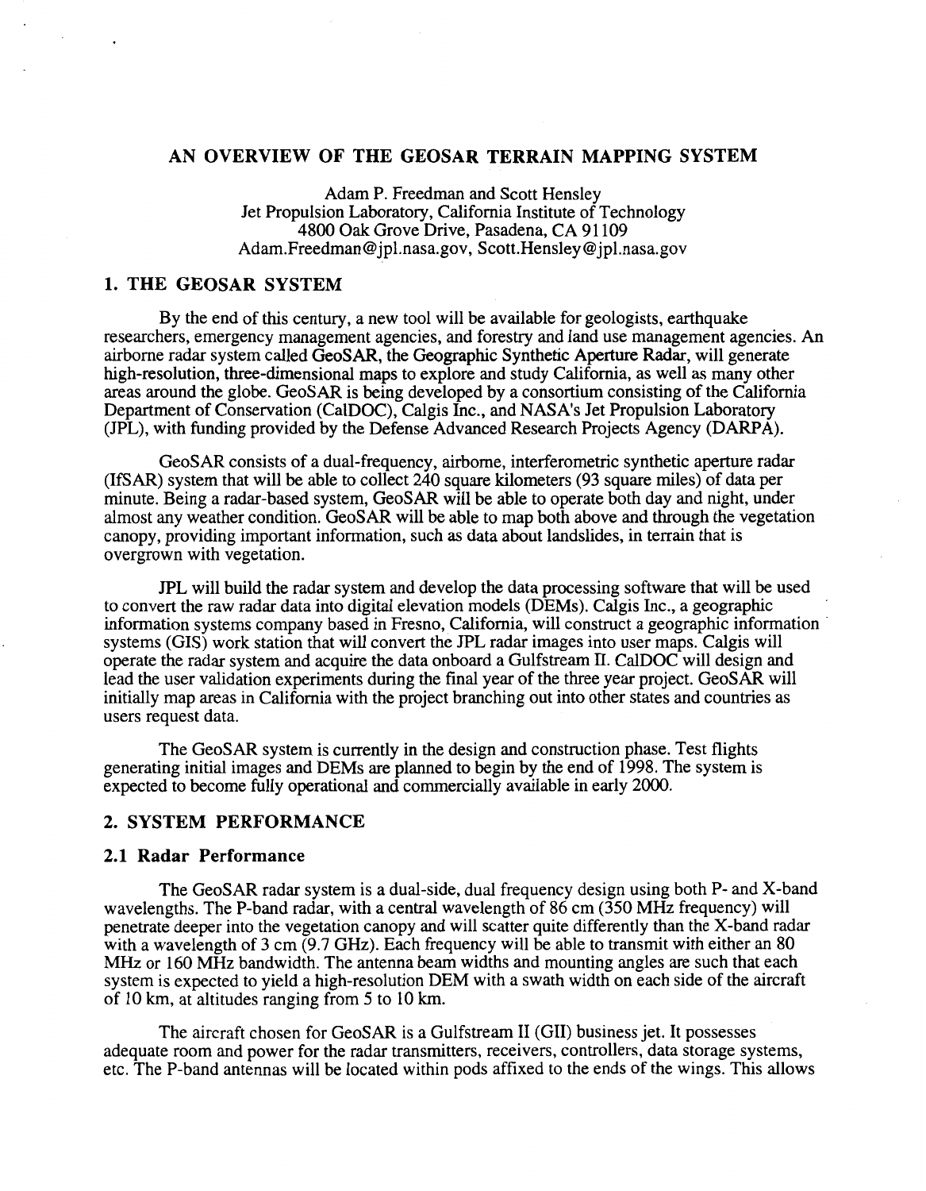# AN OVERVIEW OF THE GEOSAR TERRAIN MAPPING SYSTEM

Adam P. Freedman and Scott Hensley
Jet Propulsion Laboratory, California Institute of Technology
4800 Oak Grove Drive, Pasadena, CA 91109
Adam.Freedman@jpl.nasa.gov, Scott.Hensley@jpl.nasa.gov

## 1. THE GEOSAR SYSTEM

By the end of this century, a new tool will be available for geologists, earthquake researchers, emergency management agencies, and forestry and land use management agencies. An airborne radar system called GeoSAR, the Geographic Synthetic Aperture Radar, will generate high-resolution, three-dimensional maps to explore and study California, as well as many other areas around the globe. GeoSAR is being developed by a consortium consisting of the California Department of Conservation (CalDOC), Calgis Inc., and NASA's Jet Propulsion Laboratory (JPL), with funding provided by the Defense Advanced Research Projects Agency (DARPA).

GeoSAR consists of a dual-frequency, airborne, interferometric synthetic aperture radar (IfSAR) system that will be able to collect 240 square kilometers (93 square miles) of data per minute. Being a radar-based system, GeoSAR will be able to operate both day and night, under almost any weather condition. GeoSAR will be able to map both above and through the vegetation canopy, providing important information, such as data about landslides, in terrain that is overgrown with vegetation.

JPL will build the radar system and develop the data processing software that will be used to convert the raw radar data into digital elevation models (DEMs). Calgis Inc., a geographic information systems company based in Fresno, California, will construct a geographic information systems (GIS) work station that will convert the JPL radar images into user maps. Calgis will operate the radar system and acquire the data onboard a Gulfstream II. CalDOC will design and lead the user validation experiments during the final year of the three year project. GeoSAR will initially map areas in California with the project branching out into other states and countries as users request data.

The GeoSAR system is currently in the design and construction phase. Test flights generating initial images and DEMs are planned to begin by the end of 1998. The system is expected to become fully operational and commercially available in early 2000.

## 2. SYSTEM PERFORMANCE

### 2.1 Radar Performance

The GeoSAR radar system is a dual-side, dual frequency design using both P- and X-band wavelengths. The P-band radar, with a central wavelength of 86 cm (350 MHz frequency) will penetrate deeper into the vegetation canopy and will scatter quite differently than the X-band radar with a wavelength of 3 cm (9.7 GHz). Each frequency will be able to transmit with either an 80 MHz or 160 MHz bandwidth. The antenna beam widths and mounting angles are such that each system is expected to yield a high-resolution DEM with a swath width on each side of the aircraft of 10 km, at altitudes ranging from 5 to 10 km.

The aircraft chosen for GeoSAR is a Gulfstream II (GII) business jet. It possesses adequate room and power for the radar transmitters, receivers, controllers, data storage systems, etc. The P-band antennas will be located within pods affixed to the ends of the wings. This allows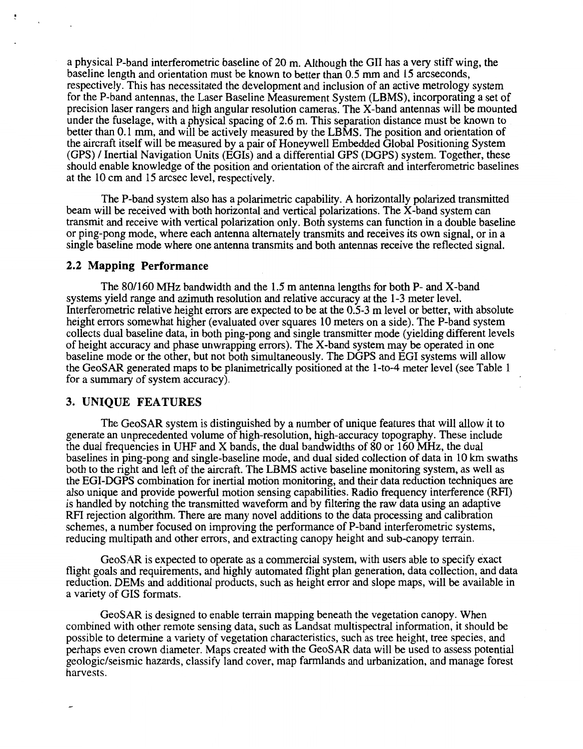a physical P-band interferometric baseline of 20 m. Although the GII has a very stiff wing, the baseline length and orientation must be known to better than 0.5 mm and 15 arcseconds, respectively. This has necessitated the development and inclusion of an active metrology system for the P-band antennas, the Laser Baseline Measurement System (LBMS), incorporating a set of precision laser rangers and high angular resolution cameras. The X-band antennas will be mounted under the fuselage, with a physical spacing of 2.6 m. This separation distance must be known to better than 0.1 mm, and will be actively measured by the LBMS. The position and orientation of the aircraft itself will be measured by a pair of Honeywell Embedded Global Positioning System (GPS) / Inertial Navigation Units (EGIs) and a differential GPS (DGPS) system. Together, these should enable knowledge of the position and orientation of the aircraft and interferometric baselines at the 10 cm and 15 arcsec level, respectively.

The P-band system also has a polarimetric capability. A horizontally polarized transmitted beam will be received with both horizontal and vertical polarizations. The X-band system can transmit and receive with vertical polarization only. Both systems can function in a double baseline or ping-pong mode, where each antenna alternately transmits and receives its own signal, or in a single baseline mode where one antenna transmits and both antennas receive the reflected signal.

## 2.2 Mapping Performance

The 80/160 MHz bandwidth and the 1.5 m antenna lengths for both P- and X-band systems yield range and azimuth resolution and relative accuracy at the 1-3 meter level. Interferometric relative height errors are expected to be at the 0.5-3 m level or better, with absolute height errors somewhat higher (evaluated over squares 10 meters on a side). The P-band system collects dual baseline data, in both ping-pong and single transmitter mode (yielding different levels of height accuracy and phase unwrapping errors). The X-band system may be operated in one baseline mode or the other, but not both simultaneously. The DGPS and EGI systems will allow the GeoSAR generated maps to be planimetrically positioned at the 1-to-4 meter level (see Table 1 for a summary of system accuracy).

# 3. UNIQUE FEATURES

The GeoSAR system is distinguished by a number of unique features that will allow it to generate an unprecedented volume of high-resolution, high-accuracy topography. These include the dual frequencies in UHF and X bands, the dual bandwidths of 80 or 160 MHz, the dual baselines in ping-pong and single-baseline mode, and dual sided collection of data in 10 km swaths both to the right and left of the aircraft. The LBMS active baseline monitoring system, as well as the EGI-DGPS combination for inertial motion monitoring, and their data reduction techniques are also unique and provide powerful motion sensing capabilities. Radio frequency interference (RFI) is handled by notching the transmitted waveform and by filtering the raw data using an adaptive RFI rejection algorithm. There are many novel additions to the data processing and calibration schemes, a number focused on improving the performance of P-band interferometric systems, reducing multipath and other errors, and extracting canopy height and sub-canopy terrain.

GeoSAR is expected to operate as a commercial system, with users able to specify exact flight goals and requirements, and highly automated flight plan generation, data collection, and data reduction. DEMs and additional products, such as height error and slope maps, will be available in a variety of GIS formats.

GeoSAR is designed to enable terrain mapping beneath the vegetation canopy. When combined with other remote sensing data, such as Landsat multispectral information, it should be possible to determine a variety of vegetation characteristics, such as tree height, tree species, and perhaps even crown diameter. Maps created with the GeoSAR data will be used to assess potential geologic/seismic hazards, classify land cover, map farmlands and urbanization, and manage forest harvests.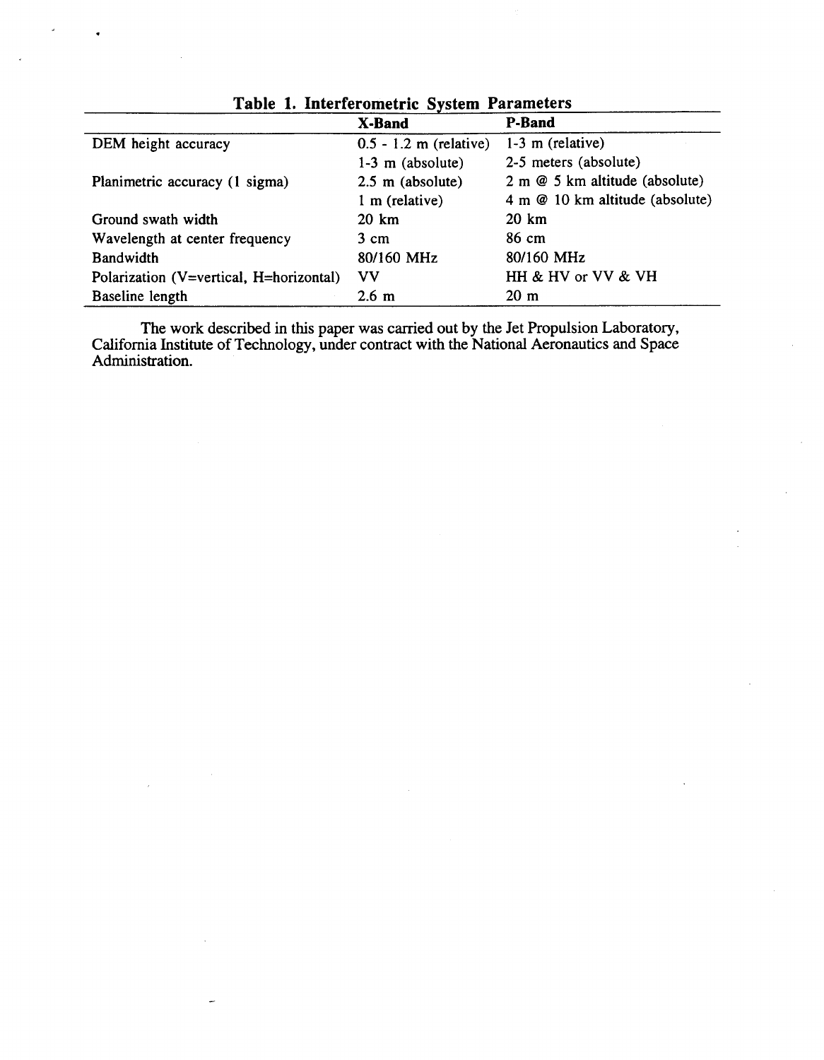**Table 1. Interferometric System Parameters**

| | X-Band | P-Band |
|---|---|---|
| DEM height accuracy | 0.5 - 1.2 m (relative) | 1-3 m (relative) |
| | 1-3 m (absolute) | 2-5 meters (absolute) |
| Planimetric accuracy (1 sigma) | 2.5 m (absolute) | 2 m @ 5 km altitude (absolute) |
| | 1 m (relative) | 4 m @ 10 km altitude (absolute) |
| Ground swath width | 20 km | 20 km |
| Wavelength at center frequency | 3 cm | 86 cm |
| Bandwidth | 80/160 MHz | 80/160 MHz |
| Polarization (V=vertical, H=horizontal) | VV | HH & HV or VV & VH |
| Baseline length | 2.6 m | 20 m |

The work described in this paper was carried out by the Jet Propulsion Laboratory, California Institute of Technology, under contract with the National Aeronautics and Space Administration.